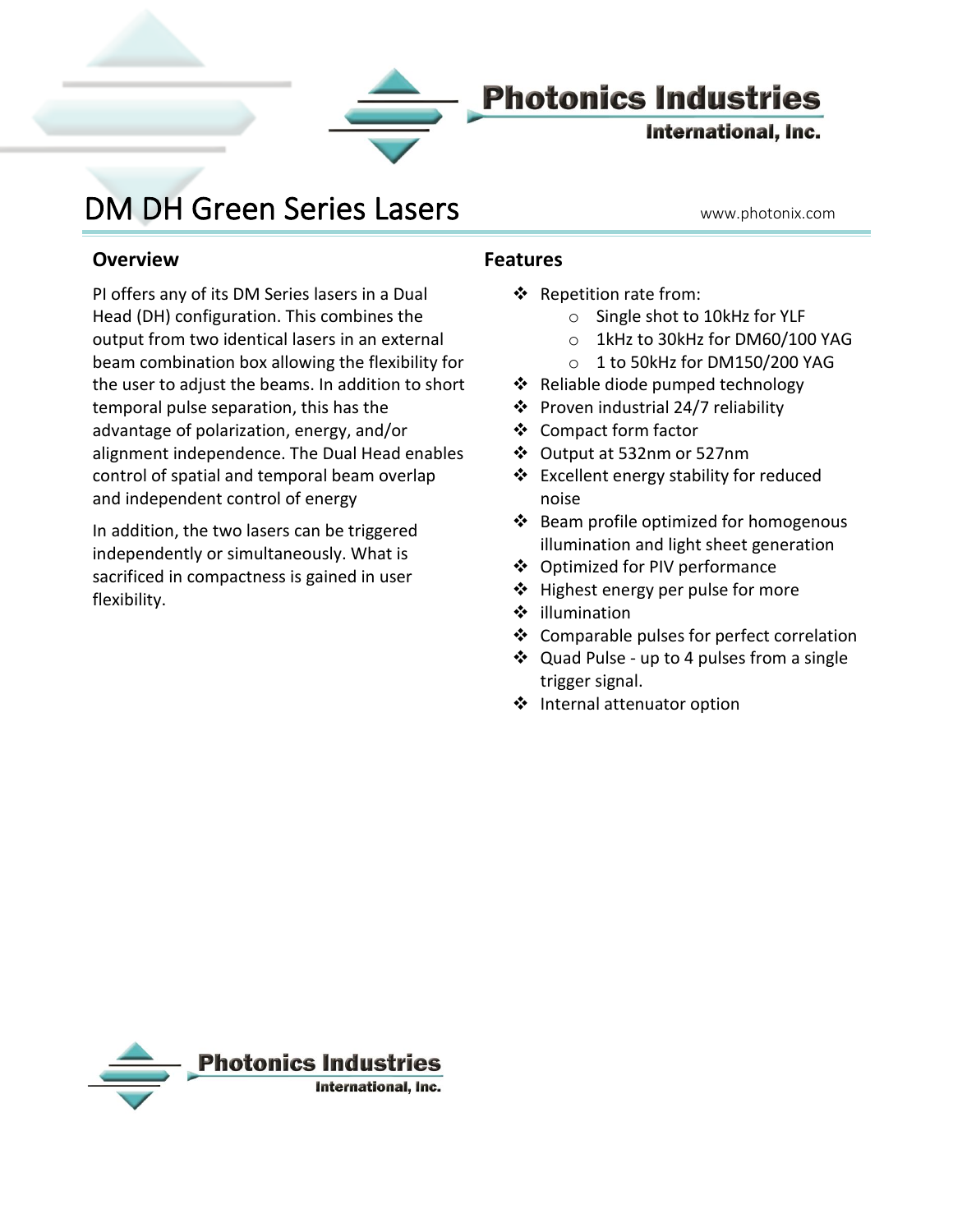Photonics Industries International, Inc.

# DM DH Green Series Lasers

www.photonix.com

## Overview

PI offers any of its DM Series lasers in a Dual Head (DH) configuration. This combines the output from two identical lasers in an external beam combination box allowing the flexibility for the user to adjust the beams. In addition to short temporal pulse separation, this has the advantage of polarization, energy, and/or alignment independence. The Dual Head enables control of spatial and temporal beam overlap and independent control of energy

In addition, the two lasers can be triggered independently or simultaneously. What is sacrificed in compactness is gained in user flexibility.

## Features

- Repetition rate from:
  - Single shot to 10kHz for YLF
  - 1kHz to 30kHz for DM60/100 YAG
  - 1 to 50kHz for DM150/200 YAG
- Reliable diode pumped technology
- Proven industrial 24/7 reliability
- Compact form factor
- Output at 532nm or 527nm
- Excellent energy stability for reduced noise
- Beam profile optimized for homogenous illumination and light sheet generation
- Optimized for PIV performance
- Highest energy per pulse for more
- illumination
- Comparable pulses for perfect correlation
- Quad Pulse - up to 4 pulses from a single trigger signal.
- Internal attenuator option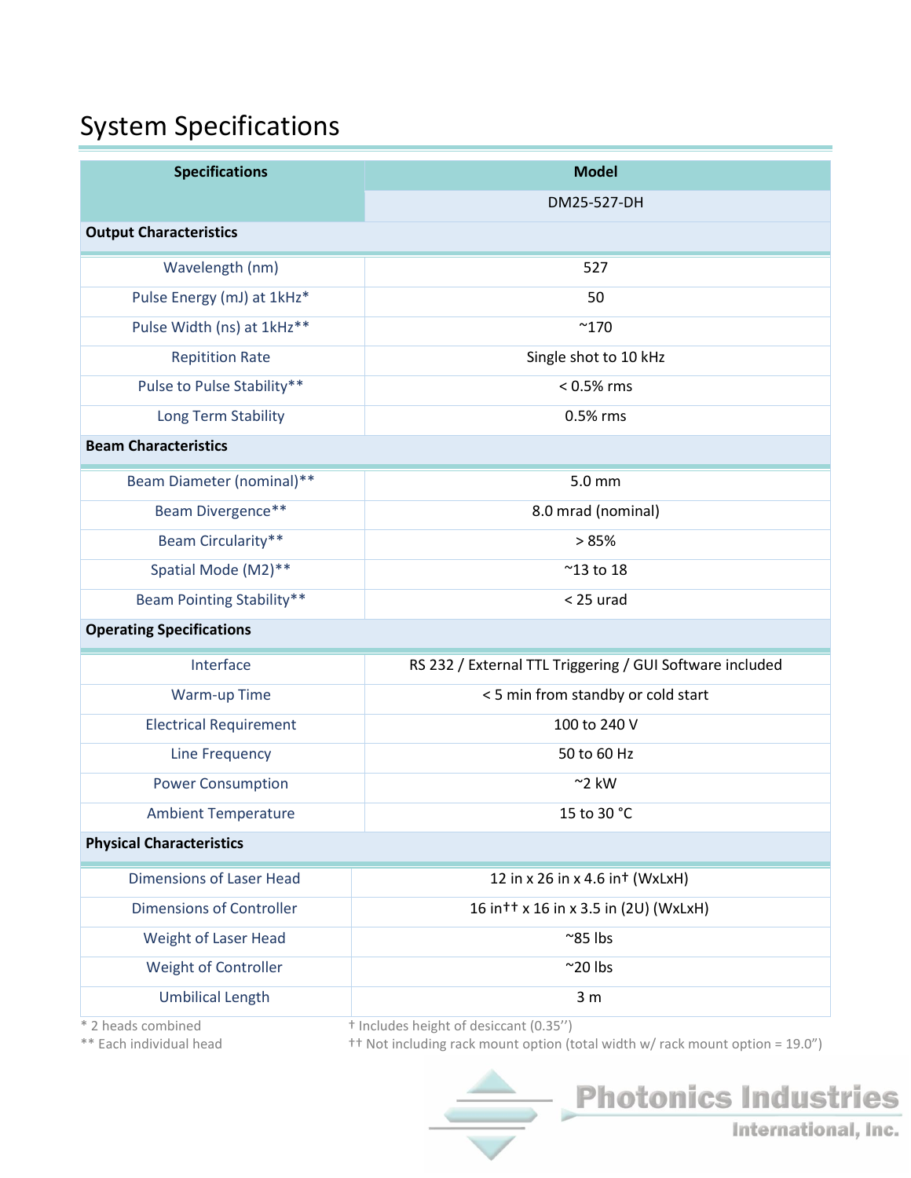# System Specifications

| Specifications | Model |
|---|---|
| | DM25-527-DH |
| **Output Characteristics** | |
| Wavelength (nm) | 527 |
| Pulse Energy (mJ) at 1kHz* | 50 |
| Pulse Width (ns) at 1kHz** | ~170 |
| Repitition Rate | Single shot to 10 kHz |
| Pulse to Pulse Stability** | < 0.5% rms |
| Long Term Stability | 0.5% rms |
| **Beam Characteristics** | |
| Beam Diameter (nominal)** | 5.0 mm |
| Beam Divergence** | 8.0 mrad (nominal) |
| Beam Circularity** | > 85% |
| Spatial Mode (M2)** | ~13 to 18 |
| Beam Pointing Stability** | < 25 urad |
| **Operating Specifications** | |
| Interface | RS 232 / External TTL Triggering / GUI Software included |
| Warm-up Time | < 5 min from standby or cold start |
| Electrical Requirement | 100 to 240 V |
| Line Frequency | 50 to 60 Hz |
| Power Consumption | ~2 kW |
| Ambient Temperature | 15 to 30 °C |
| **Physical Characteristics** | |
| Dimensions of Laser Head | 12 in x 26 in x 4.6 in† (WxLxH) |
| Dimensions of Controller | 16 in†† x 16 in x 3.5 in (2U) (WxLxH) |
| Weight of Laser Head | ~85 lbs |
| Weight of Controller | ~20 lbs |
| Umbilical Length | 3 m |

\* 2 heads combined

** Each individual head

† Includes height of desiccant (0.35'')

†† Not including rack mount option (total width w/ rack mount option = 19.0")

Photonics Industries International, Inc.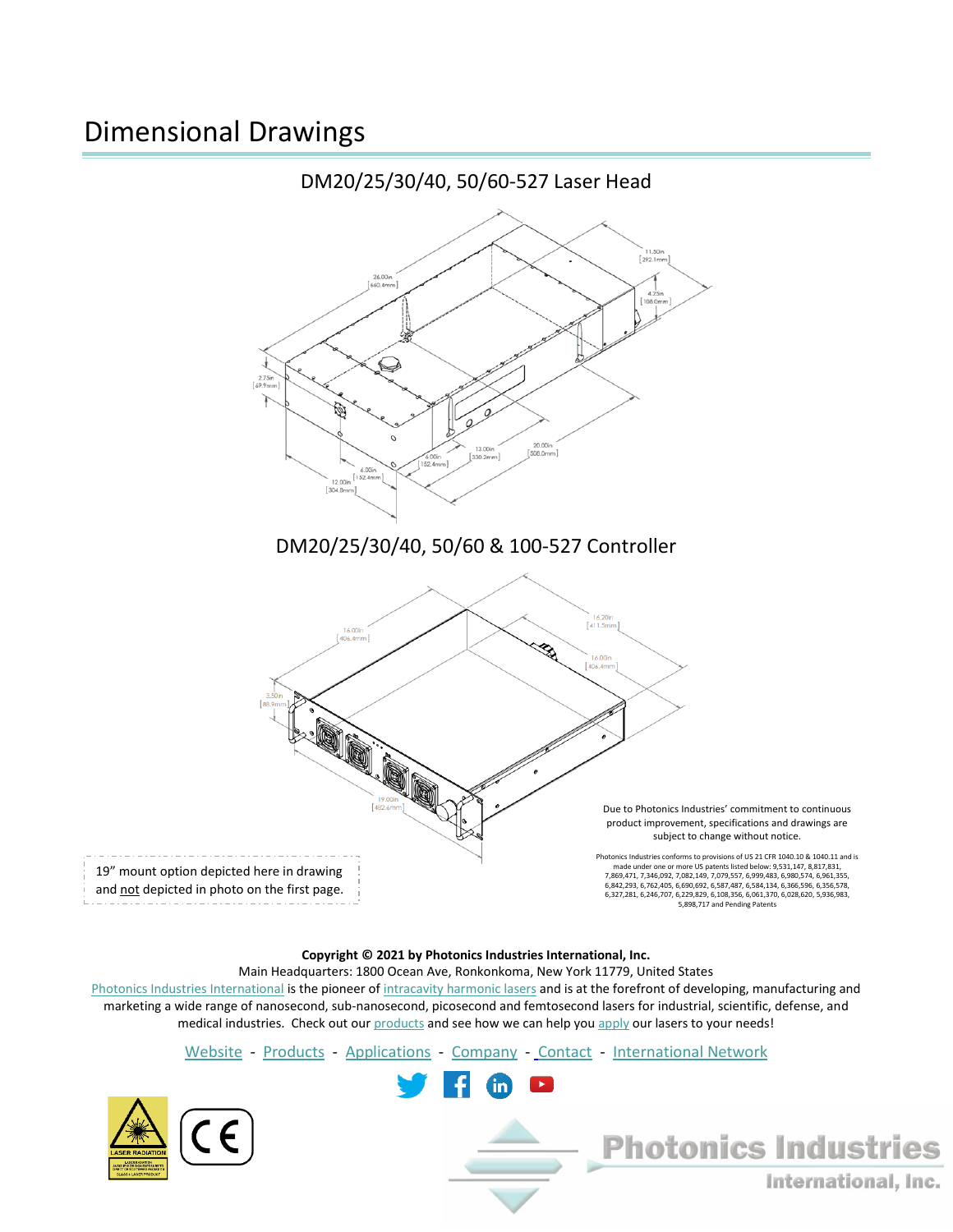# Dimensional Drawings

## DM20/25/30/40, 50/60-527 Laser Head

11.50in
[292.1mm]

26.00in
[660.4mm]

4.25in
[108.0mm]

2.75in
[69.9mm]

13.00in
[330.2mm]

20.00in
[508.0mm]

6.00in
[152.4mm]

6.00in
[152.4mm]

12.00in
[304.8mm]

## DM20/25/30/40, 50/60 & 100-527 Controller

16.00in
[406.4mm]

16.20in
[411.5mm]

16.00in
[406.4mm]

3.50in
[88.9mm]

19.00in
[482.6mm]

19" mount option depicted here in drawing and not depicted in photo on the first page.

Due to Photonics Industries' commitment to continuous product improvement, specifications and drawings are subject to change without notice.

Photonics Industries conforms to provisions of US 21 CFR 1040.10 & 1040.11 and is made under one or more US patents listed below: 9,531,147, 8,817,831, 7,869,471, 7,346,092, 7,082,149, 7,079,557, 6,999,483, 6,980,574, 6,961,355, 6,842,293, 6,762,405, 6,690,692, 6,587,487, 6,584,134, 6,366,596, 6,356,578, 6,327,281, 6,246,707, 6,229,829, 6,108,356, 6,061,370, 6,028,620, 5,936,983, 5,898,717 and Pending Patents

**Copyright © 2021 by Photonics Industries International, Inc.**

Main Headquarters: 1800 Ocean Ave, Ronkonkoma, New York 11779, United States

Photonics Industries International is the pioneer of intracavity harmonic lasers and is at the forefront of developing, manufacturing and marketing a wide range of nanosecond, sub-nanosecond, picosecond and femtosecond lasers for industrial, scientific, defense, and medical industries. Check out our products and see how we can help you apply our lasers to your needs!

Website - Products - Applications - Company - Contact - International Network

LASER RADIATION

Photonics Industries International, Inc.